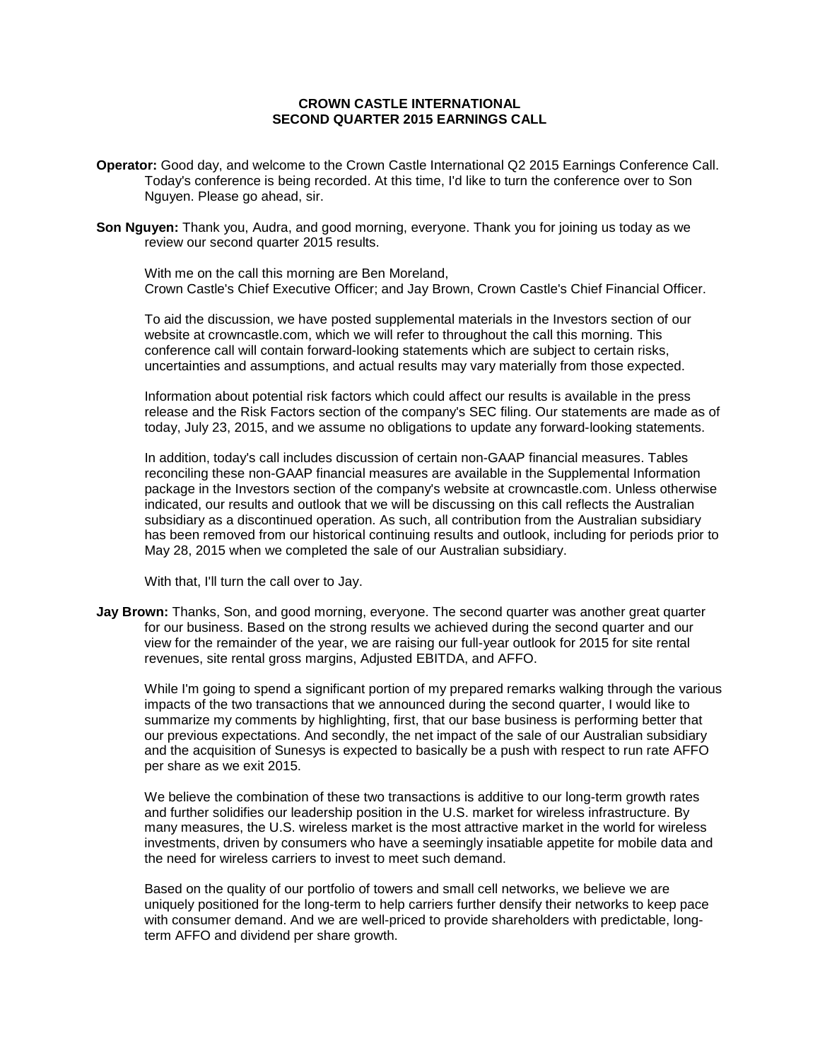# CROWN CASTLE INTERNATIONAL
# SECOND QUARTER 2015 EARNINGS CALL

**Operator:** Good day, and welcome to the Crown Castle International Q2 2015 Earnings Conference Call. Today's conference is being recorded. At this time, I'd like to turn the conference over to Son Nguyen. Please go ahead, sir.

**Son Nguyen:** Thank you, Audra, and good morning, everyone. Thank you for joining us today as we review our second quarter 2015 results.

With me on the call this morning are Ben Moreland, Crown Castle's Chief Executive Officer; and Jay Brown, Crown Castle's Chief Financial Officer.

To aid the discussion, we have posted supplemental materials in the Investors section of our website at crowncastle.com, which we will refer to throughout the call this morning. This conference call will contain forward-looking statements which are subject to certain risks, uncertainties and assumptions, and actual results may vary materially from those expected.

Information about potential risk factors which could affect our results is available in the press release and the Risk Factors section of the company's SEC filing. Our statements are made as of today, July 23, 2015, and we assume no obligations to update any forward-looking statements.

In addition, today's call includes discussion of certain non-GAAP financial measures. Tables reconciling these non-GAAP financial measures are available in the Supplemental Information package in the Investors section of the company's website at crowncastle.com. Unless otherwise indicated, our results and outlook that we will be discussing on this call reflects the Australian subsidiary as a discontinued operation. As such, all contribution from the Australian subsidiary has been removed from our historical continuing results and outlook, including for periods prior to May 28, 2015 when we completed the sale of our Australian subsidiary.

With that, I'll turn the call over to Jay.

**Jay Brown:** Thanks, Son, and good morning, everyone. The second quarter was another great quarter for our business. Based on the strong results we achieved during the second quarter and our view for the remainder of the year, we are raising our full-year outlook for 2015 for site rental revenues, site rental gross margins, Adjusted EBITDA, and AFFO.

While I'm going to spend a significant portion of my prepared remarks walking through the various impacts of the two transactions that we announced during the second quarter, I would like to summarize my comments by highlighting, first, that our base business is performing better that our previous expectations. And secondly, the net impact of the sale of our Australian subsidiary and the acquisition of Sunesys is expected to basically be a push with respect to run rate AFFO per share as we exit 2015.

We believe the combination of these two transactions is additive to our long-term growth rates and further solidifies our leadership position in the U.S. market for wireless infrastructure. By many measures, the U.S. wireless market is the most attractive market in the world for wireless investments, driven by consumers who have a seemingly insatiable appetite for mobile data and the need for wireless carriers to invest to meet such demand.

Based on the quality of our portfolio of towers and small cell networks, we believe we are uniquely positioned for the long-term to help carriers further densify their networks to keep pace with consumer demand. And we are well-priced to provide shareholders with predictable, long-term AFFO and dividend per share growth.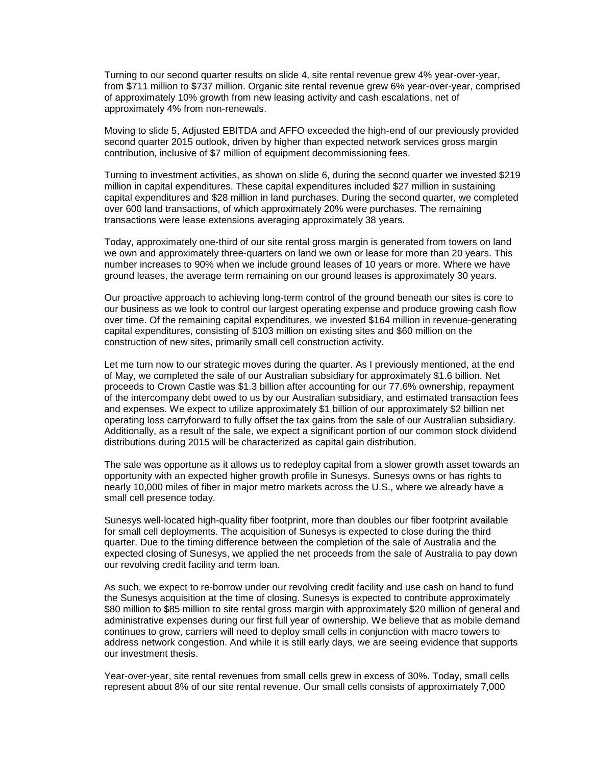Turning to our second quarter results on slide 4, site rental revenue grew 4% year-over-year, from $711 million to $737 million. Organic site rental revenue grew 6% year-over-year, comprised of approximately 10% growth from new leasing activity and cash escalations, net of approximately 4% from non-renewals.

Moving to slide 5, Adjusted EBITDA and AFFO exceeded the high-end of our previously provided second quarter 2015 outlook, driven by higher than expected network services gross margin contribution, inclusive of $7 million of equipment decommissioning fees.

Turning to investment activities, as shown on slide 6, during the second quarter we invested $219 million in capital expenditures. These capital expenditures included $27 million in sustaining capital expenditures and $28 million in land purchases. During the second quarter, we completed over 600 land transactions, of which approximately 20% were purchases. The remaining transactions were lease extensions averaging approximately 38 years.

Today, approximately one-third of our site rental gross margin is generated from towers on land we own and approximately three-quarters on land we own or lease for more than 20 years. This number increases to 90% when we include ground leases of 10 years or more. Where we have ground leases, the average term remaining on our ground leases is approximately 30 years.

Our proactive approach to achieving long-term control of the ground beneath our sites is core to our business as we look to control our largest operating expense and produce growing cash flow over time. Of the remaining capital expenditures, we invested $164 million in revenue-generating capital expenditures, consisting of $103 million on existing sites and $60 million on the construction of new sites, primarily small cell construction activity.

Let me turn now to our strategic moves during the quarter. As I previously mentioned, at the end of May, we completed the sale of our Australian subsidiary for approximately $1.6 billion. Net proceeds to Crown Castle was $1.3 billion after accounting for our 77.6% ownership, repayment of the intercompany debt owed to us by our Australian subsidiary, and estimated transaction fees and expenses. We expect to utilize approximately $1 billion of our approximately $2 billion net operating loss carryforward to fully offset the tax gains from the sale of our Australian subsidiary. Additionally, as a result of the sale, we expect a significant portion of our common stock dividend distributions during 2015 will be characterized as capital gain distribution.

The sale was opportune as it allows us to redeploy capital from a slower growth asset towards an opportunity with an expected higher growth profile in Sunesys. Sunesys owns or has rights to nearly 10,000 miles of fiber in major metro markets across the U.S., where we already have a small cell presence today.

Sunesys well-located high-quality fiber footprint, more than doubles our fiber footprint available for small cell deployments. The acquisition of Sunesys is expected to close during the third quarter. Due to the timing difference between the completion of the sale of Australia and the expected closing of Sunesys, we applied the net proceeds from the sale of Australia to pay down our revolving credit facility and term loan.

As such, we expect to re-borrow under our revolving credit facility and use cash on hand to fund the Sunesys acquisition at the time of closing. Sunesys is expected to contribute approximately $80 million to $85 million to site rental gross margin with approximately $20 million of general and administrative expenses during our first full year of ownership. We believe that as mobile demand continues to grow, carriers will need to deploy small cells in conjunction with macro towers to address network congestion. And while it is still early days, we are seeing evidence that supports our investment thesis.

Year-over-year, site rental revenues from small cells grew in excess of 30%. Today, small cells represent about 8% of our site rental revenue. Our small cells consists of approximately 7,000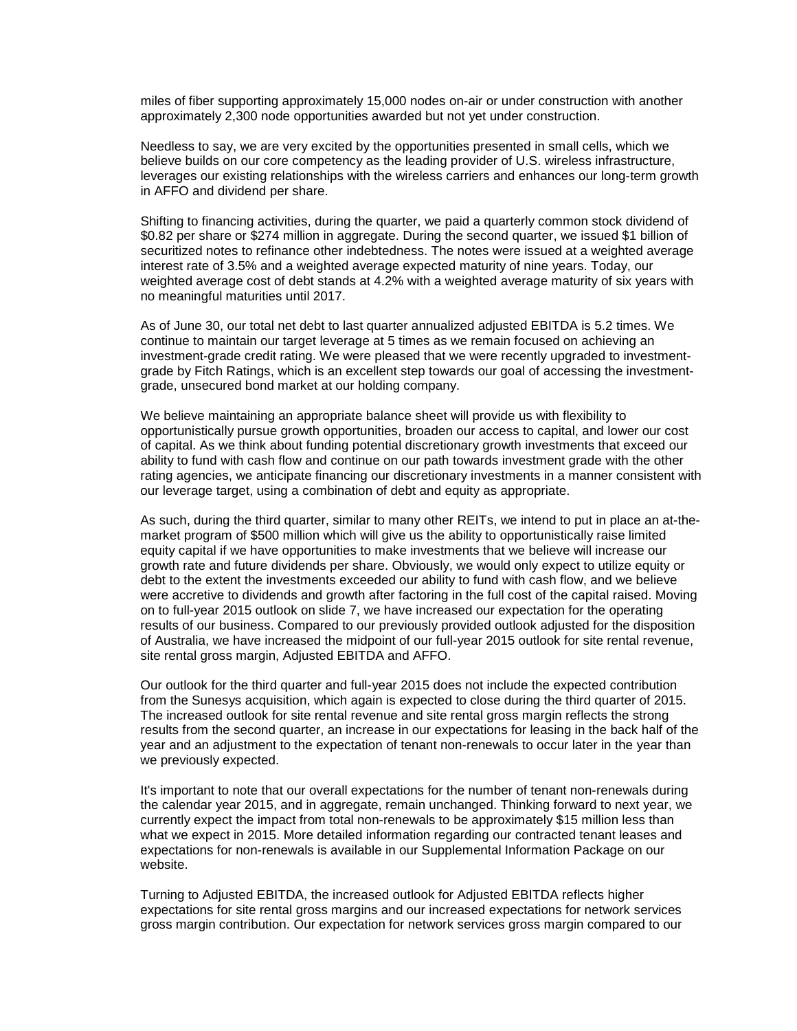miles of fiber supporting approximately 15,000 nodes on-air or under construction with another approximately 2,300 node opportunities awarded but not yet under construction.

Needless to say, we are very excited by the opportunities presented in small cells, which we believe builds on our core competency as the leading provider of U.S. wireless infrastructure, leverages our existing relationships with the wireless carriers and enhances our long-term growth in AFFO and dividend per share.

Shifting to financing activities, during the quarter, we paid a quarterly common stock dividend of $0.82 per share or $274 million in aggregate. During the second quarter, we issued $1 billion of securitized notes to refinance other indebtedness. The notes were issued at a weighted average interest rate of 3.5% and a weighted average expected maturity of nine years. Today, our weighted average cost of debt stands at 4.2% with a weighted average maturity of six years with no meaningful maturities until 2017.

As of June 30, our total net debt to last quarter annualized adjusted EBITDA is 5.2 times. We continue to maintain our target leverage at 5 times as we remain focused on achieving an investment-grade credit rating. We were pleased that we were recently upgraded to investment-grade by Fitch Ratings, which is an excellent step towards our goal of accessing the investment-grade, unsecured bond market at our holding company.

We believe maintaining an appropriate balance sheet will provide us with flexibility to opportunistically pursue growth opportunities, broaden our access to capital, and lower our cost of capital. As we think about funding potential discretionary growth investments that exceed our ability to fund with cash flow and continue on our path towards investment grade with the other rating agencies, we anticipate financing our discretionary investments in a manner consistent with our leverage target, using a combination of debt and equity as appropriate.

As such, during the third quarter, similar to many other REITs, we intend to put in place an at-the-market program of $500 million which will give us the ability to opportunistically raise limited equity capital if we have opportunities to make investments that we believe will increase our growth rate and future dividends per share. Obviously, we would only expect to utilize equity or debt to the extent the investments exceeded our ability to fund with cash flow, and we believe were accretive to dividends and growth after factoring in the full cost of the capital raised. Moving on to full-year 2015 outlook on slide 7, we have increased our expectation for the operating results of our business. Compared to our previously provided outlook adjusted for the disposition of Australia, we have increased the midpoint of our full-year 2015 outlook for site rental revenue, site rental gross margin, Adjusted EBITDA and AFFO.

Our outlook for the third quarter and full-year 2015 does not include the expected contribution from the Sunesys acquisition, which again is expected to close during the third quarter of 2015. The increased outlook for site rental revenue and site rental gross margin reflects the strong results from the second quarter, an increase in our expectations for leasing in the back half of the year and an adjustment to the expectation of tenant non-renewals to occur later in the year than we previously expected.

It's important to note that our overall expectations for the number of tenant non-renewals during the calendar year 2015, and in aggregate, remain unchanged. Thinking forward to next year, we currently expect the impact from total non-renewals to be approximately $15 million less than what we expect in 2015. More detailed information regarding our contracted tenant leases and expectations for non-renewals is available in our Supplemental Information Package on our website.

Turning to Adjusted EBITDA, the increased outlook for Adjusted EBITDA reflects higher expectations for site rental gross margins and our increased expectations for network services gross margin contribution. Our expectation for network services gross margin compared to our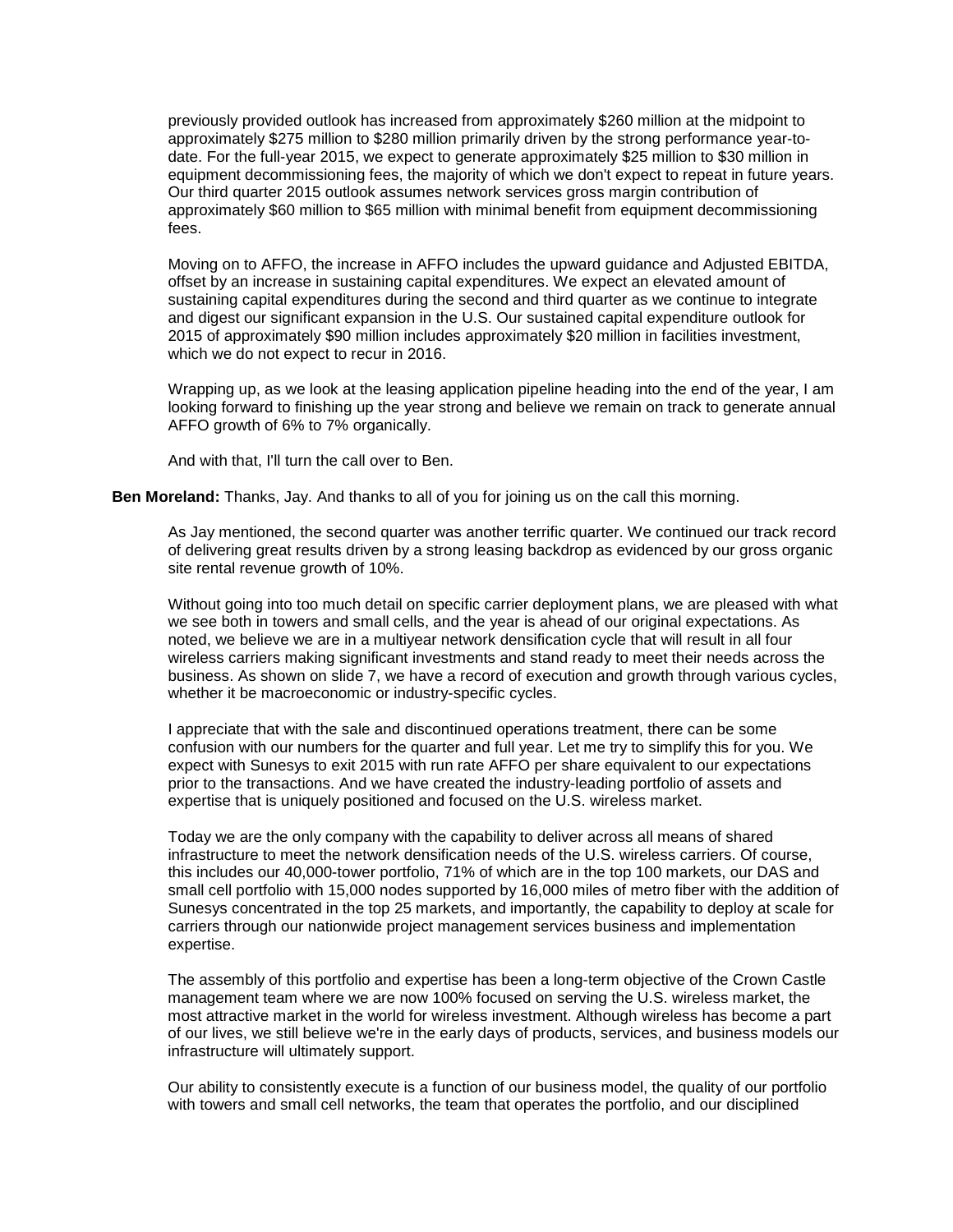previously provided outlook has increased from approximately $260 million at the midpoint to approximately $275 million to $280 million primarily driven by the strong performance year-to-date. For the full-year 2015, we expect to generate approximately $25 million to $30 million in equipment decommissioning fees, the majority of which we don't expect to repeat in future years. Our third quarter 2015 outlook assumes network services gross margin contribution of approximately $60 million to $65 million with minimal benefit from equipment decommissioning fees.

Moving on to AFFO, the increase in AFFO includes the upward guidance and Adjusted EBITDA, offset by an increase in sustaining capital expenditures. We expect an elevated amount of sustaining capital expenditures during the second and third quarter as we continue to integrate and digest our significant expansion in the U.S. Our sustained capital expenditure outlook for 2015 of approximately $90 million includes approximately $20 million in facilities investment, which we do not expect to recur in 2016.

Wrapping up, as we look at the leasing application pipeline heading into the end of the year, I am looking forward to finishing up the year strong and believe we remain on track to generate annual AFFO growth of 6% to 7% organically.

And with that, I'll turn the call over to Ben.

**Ben Moreland:** Thanks, Jay. And thanks to all of you for joining us on the call this morning.

As Jay mentioned, the second quarter was another terrific quarter. We continued our track record of delivering great results driven by a strong leasing backdrop as evidenced by our gross organic site rental revenue growth of 10%.

Without going into too much detail on specific carrier deployment plans, we are pleased with what we see both in towers and small cells, and the year is ahead of our original expectations. As noted, we believe we are in a multiyear network densification cycle that will result in all four wireless carriers making significant investments and stand ready to meet their needs across the business. As shown on slide 7, we have a record of execution and growth through various cycles, whether it be macroeconomic or industry-specific cycles.

I appreciate that with the sale and discontinued operations treatment, there can be some confusion with our numbers for the quarter and full year. Let me try to simplify this for you. We expect with Sunesys to exit 2015 with run rate AFFO per share equivalent to our expectations prior to the transactions. And we have created the industry-leading portfolio of assets and expertise that is uniquely positioned and focused on the U.S. wireless market.

Today we are the only company with the capability to deliver across all means of shared infrastructure to meet the network densification needs of the U.S. wireless carriers. Of course, this includes our 40,000-tower portfolio, 71% of which are in the top 100 markets, our DAS and small cell portfolio with 15,000 nodes supported by 16,000 miles of metro fiber with the addition of Sunesys concentrated in the top 25 markets, and importantly, the capability to deploy at scale for carriers through our nationwide project management services business and implementation expertise.

The assembly of this portfolio and expertise has been a long-term objective of the Crown Castle management team where we are now 100% focused on serving the U.S. wireless market, the most attractive market in the world for wireless investment. Although wireless has become a part of our lives, we still believe we're in the early days of products, services, and business models our infrastructure will ultimately support.

Our ability to consistently execute is a function of our business model, the quality of our portfolio with towers and small cell networks, the team that operates the portfolio, and our disciplined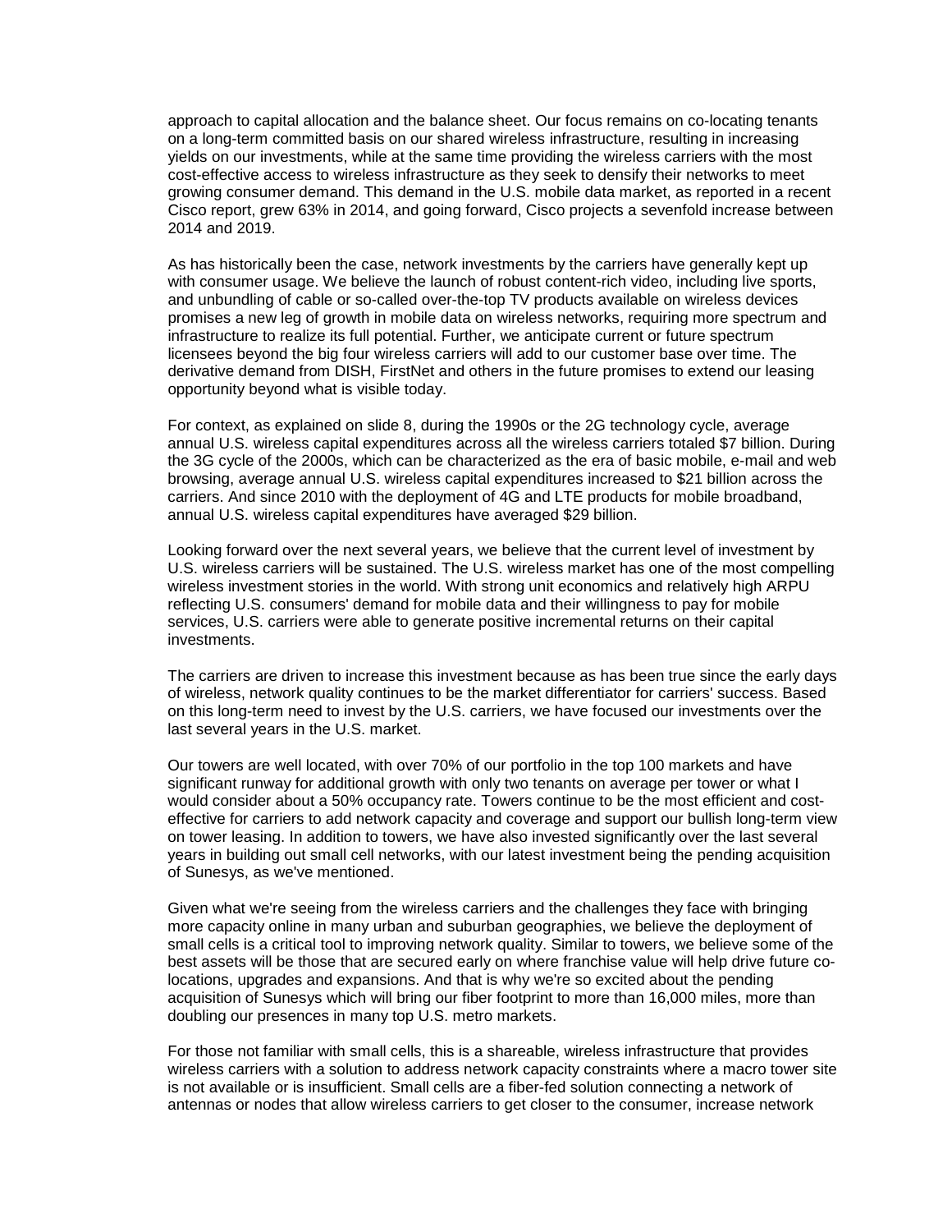approach to capital allocation and the balance sheet. Our focus remains on co-locating tenants on a long-term committed basis on our shared wireless infrastructure, resulting in increasing yields on our investments, while at the same time providing the wireless carriers with the most cost-effective access to wireless infrastructure as they seek to densify their networks to meet growing consumer demand. This demand in the U.S. mobile data market, as reported in a recent Cisco report, grew 63% in 2014, and going forward, Cisco projects a sevenfold increase between 2014 and 2019.

As has historically been the case, network investments by the carriers have generally kept up with consumer usage. We believe the launch of robust content-rich video, including live sports, and unbundling of cable or so-called over-the-top TV products available on wireless devices promises a new leg of growth in mobile data on wireless networks, requiring more spectrum and infrastructure to realize its full potential. Further, we anticipate current or future spectrum licensees beyond the big four wireless carriers will add to our customer base over time. The derivative demand from DISH, FirstNet and others in the future promises to extend our leasing opportunity beyond what is visible today.

For context, as explained on slide 8, during the 1990s or the 2G technology cycle, average annual U.S. wireless capital expenditures across all the wireless carriers totaled $7 billion. During the 3G cycle of the 2000s, which can be characterized as the era of basic mobile, e-mail and web browsing, average annual U.S. wireless capital expenditures increased to $21 billion across the carriers. And since 2010 with the deployment of 4G and LTE products for mobile broadband, annual U.S. wireless capital expenditures have averaged $29 billion.

Looking forward over the next several years, we believe that the current level of investment by U.S. wireless carriers will be sustained. The U.S. wireless market has one of the most compelling wireless investment stories in the world. With strong unit economics and relatively high ARPU reflecting U.S. consumers' demand for mobile data and their willingness to pay for mobile services, U.S. carriers were able to generate positive incremental returns on their capital investments.

The carriers are driven to increase this investment because as has been true since the early days of wireless, network quality continues to be the market differentiator for carriers' success. Based on this long-term need to invest by the U.S. carriers, we have focused our investments over the last several years in the U.S. market.

Our towers are well located, with over 70% of our portfolio in the top 100 markets and have significant runway for additional growth with only two tenants on average per tower or what I would consider about a 50% occupancy rate. Towers continue to be the most efficient and cost-effective for carriers to add network capacity and coverage and support our bullish long-term view on tower leasing. In addition to towers, we have also invested significantly over the last several years in building out small cell networks, with our latest investment being the pending acquisition of Sunesys, as we've mentioned.

Given what we're seeing from the wireless carriers and the challenges they face with bringing more capacity online in many urban and suburban geographies, we believe the deployment of small cells is a critical tool to improving network quality. Similar to towers, we believe some of the best assets will be those that are secured early on where franchise value will help drive future co-locations, upgrades and expansions. And that is why we're so excited about the pending acquisition of Sunesys which will bring our fiber footprint to more than 16,000 miles, more than doubling our presences in many top U.S. metro markets.

For those not familiar with small cells, this is a shareable, wireless infrastructure that provides wireless carriers with a solution to address network capacity constraints where a macro tower site is not available or is insufficient. Small cells are a fiber-fed solution connecting a network of antennas or nodes that allow wireless carriers to get closer to the consumer, increase network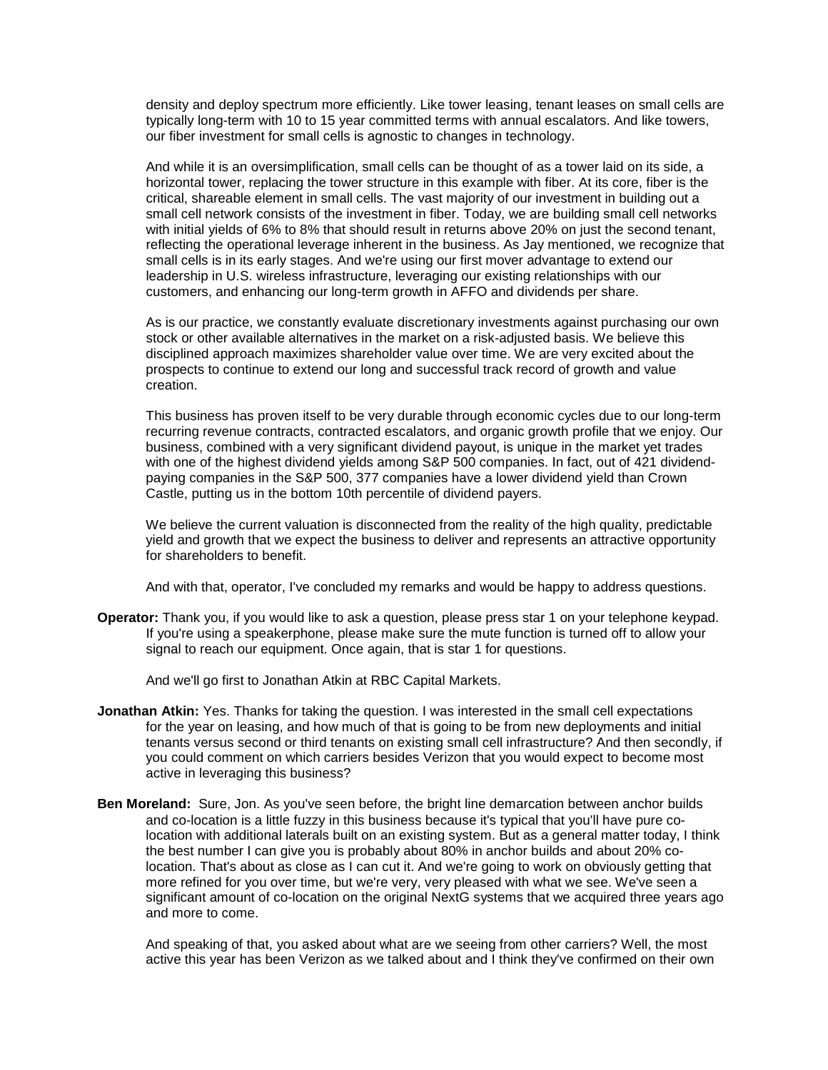density and deploy spectrum more efficiently. Like tower leasing, tenant leases on small cells are typically long-term with 10 to 15 year committed terms with annual escalators. And like towers, our fiber investment for small cells is agnostic to changes in technology.

And while it is an oversimplification, small cells can be thought of as a tower laid on its side, a horizontal tower, replacing the tower structure in this example with fiber. At its core, fiber is the critical, shareable element in small cells. The vast majority of our investment in building out a small cell network consists of the investment in fiber. Today, we are building small cell networks with initial yields of 6% to 8% that should result in returns above 20% on just the second tenant, reflecting the operational leverage inherent in the business. As Jay mentioned, we recognize that small cells is in its early stages. And we're using our first mover advantage to extend our leadership in U.S. wireless infrastructure, leveraging our existing relationships with our customers, and enhancing our long-term growth in AFFO and dividends per share.

As is our practice, we constantly evaluate discretionary investments against purchasing our own stock or other available alternatives in the market on a risk-adjusted basis. We believe this disciplined approach maximizes shareholder value over time. We are very excited about the prospects to continue to extend our long and successful track record of growth and value creation.

This business has proven itself to be very durable through economic cycles due to our long-term recurring revenue contracts, contracted escalators, and organic growth profile that we enjoy. Our business, combined with a very significant dividend payout, is unique in the market yet trades with one of the highest dividend yields among S&P 500 companies. In fact, out of 421 dividend-paying companies in the S&P 500, 377 companies have a lower dividend yield than Crown Castle, putting us in the bottom 10th percentile of dividend payers.

We believe the current valuation is disconnected from the reality of the high quality, predictable yield and growth that we expect the business to deliver and represents an attractive opportunity for shareholders to benefit.

And with that, operator, I've concluded my remarks and would be happy to address questions.

**Operator:** Thank you, if you would like to ask a question, please press star 1 on your telephone keypad. If you're using a speakerphone, please make sure the mute function is turned off to allow your signal to reach our equipment. Once again, that is star 1 for questions.

And we'll go first to Jonathan Atkin at RBC Capital Markets.

**Jonathan Atkin:** Yes. Thanks for taking the question. I was interested in the small cell expectations for the year on leasing, and how much of that is going to be from new deployments and initial tenants versus second or third tenants on existing small cell infrastructure? And then secondly, if you could comment on which carriers besides Verizon that you would expect to become most active in leveraging this business?

**Ben Moreland:** Sure, Jon. As you've seen before, the bright line demarcation between anchor builds and co-location is a little fuzzy in this business because it's typical that you'll have pure co-location with additional laterals built on an existing system. But as a general matter today, I think the best number I can give you is probably about 80% in anchor builds and about 20% co-location. That's about as close as I can cut it. And we're going to work on obviously getting that more refined for you over time, but we're very, very pleased with what we see. We've seen a significant amount of co-location on the original NextG systems that we acquired three years ago and more to come.

And speaking of that, you asked about what are we seeing from other carriers? Well, the most active this year has been Verizon as we talked about and I think they've confirmed on their own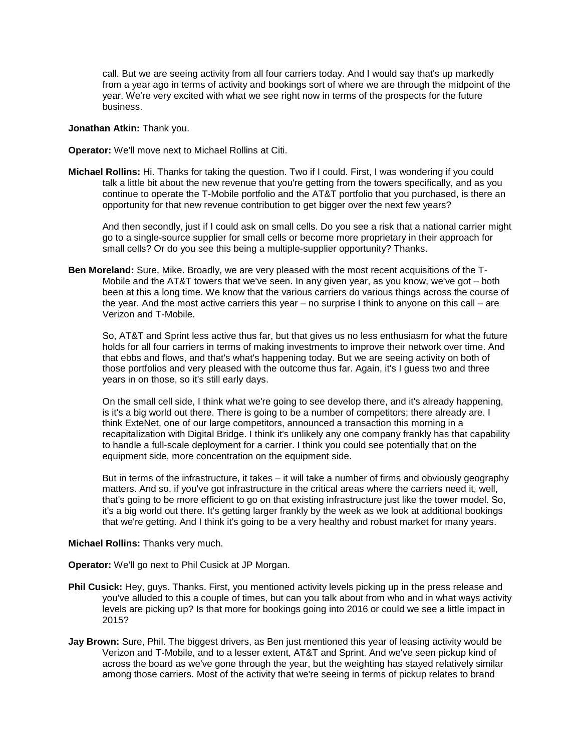call. But we are seeing activity from all four carriers today. And I would say that's up markedly from a year ago in terms of activity and bookings sort of where we are through the midpoint of the year. We're very excited with what we see right now in terms of the prospects for the future business.

**Jonathan Atkin:** Thank you.

**Operator:** We'll move next to Michael Rollins at Citi.

**Michael Rollins:** Hi. Thanks for taking the question. Two if I could. First, I was wondering if you could talk a little bit about the new revenue that you're getting from the towers specifically, and as you continue to operate the T-Mobile portfolio and the AT&T portfolio that you purchased, is there an opportunity for that new revenue contribution to get bigger over the next few years?

And then secondly, just if I could ask on small cells. Do you see a risk that a national carrier might go to a single-source supplier for small cells or become more proprietary in their approach for small cells? Or do you see this being a multiple-supplier opportunity? Thanks.

**Ben Moreland:** Sure, Mike. Broadly, we are very pleased with the most recent acquisitions of the T-Mobile and the AT&T towers that we've seen. In any given year, as you know, we've got – both been at this a long time. We know that the various carriers do various things across the course of the year. And the most active carriers this year – no surprise I think to anyone on this call – are Verizon and T-Mobile.

So, AT&T and Sprint less active thus far, but that gives us no less enthusiasm for what the future holds for all four carriers in terms of making investments to improve their network over time. And that ebbs and flows, and that's what's happening today. But we are seeing activity on both of those portfolios and very pleased with the outcome thus far. Again, it's I guess two and three years in on those, so it's still early days.

On the small cell side, I think what we're going to see develop there, and it's already happening, is it's a big world out there. There is going to be a number of competitors; there already are. I think ExteNet, one of our large competitors, announced a transaction this morning in a recapitalization with Digital Bridge. I think it's unlikely any one company frankly has that capability to handle a full-scale deployment for a carrier. I think you could see potentially that on the equipment side, more concentration on the equipment side.

But in terms of the infrastructure, it takes – it will take a number of firms and obviously geography matters. And so, if you've got infrastructure in the critical areas where the carriers need it, well, that's going to be more efficient to go on that existing infrastructure just like the tower model. So, it's a big world out there. It's getting larger frankly by the week as we look at additional bookings that we're getting. And I think it's going to be a very healthy and robust market for many years.

**Michael Rollins:** Thanks very much.

**Operator:** We'll go next to Phil Cusick at JP Morgan.

**Phil Cusick:** Hey, guys. Thanks. First, you mentioned activity levels picking up in the press release and you've alluded to this a couple of times, but can you talk about from who and in what ways activity levels are picking up? Is that more for bookings going into 2016 or could we see a little impact in 2015?

**Jay Brown:** Sure, Phil. The biggest drivers, as Ben just mentioned this year of leasing activity would be Verizon and T-Mobile, and to a lesser extent, AT&T and Sprint. And we've seen pickup kind of across the board as we've gone through the year, but the weighting has stayed relatively similar among those carriers. Most of the activity that we're seeing in terms of pickup relates to brand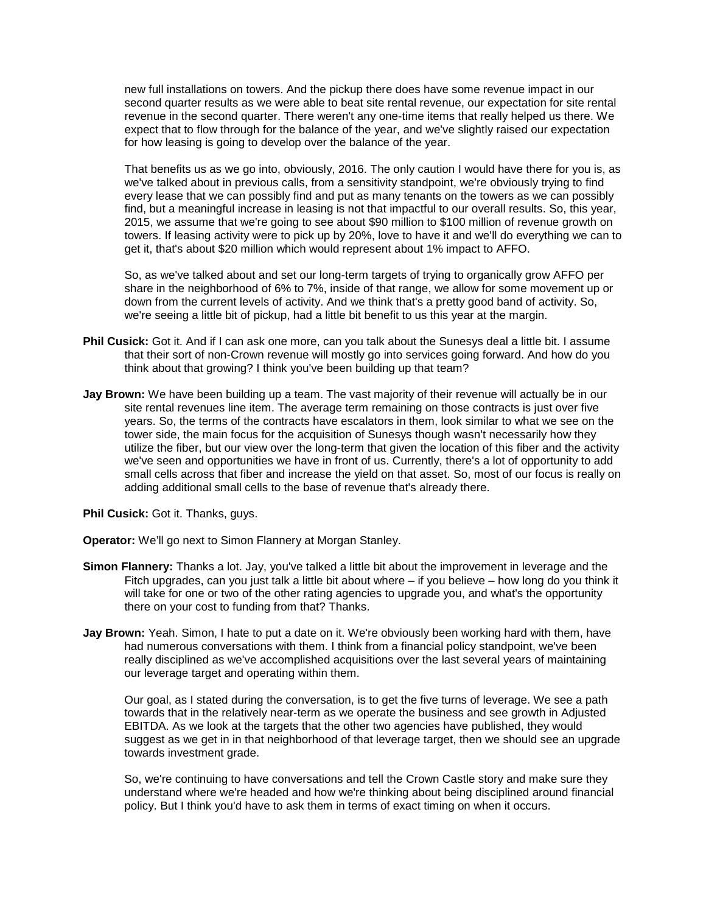new full installations on towers. And the pickup there does have some revenue impact in our second quarter results as we were able to beat site rental revenue, our expectation for site rental revenue in the second quarter. There weren't any one-time items that really helped us there. We expect that to flow through for the balance of the year, and we've slightly raised our expectation for how leasing is going to develop over the balance of the year.

That benefits us as we go into, obviously, 2016. The only caution I would have there for you is, as we've talked about in previous calls, from a sensitivity standpoint, we're obviously trying to find every lease that we can possibly find and put as many tenants on the towers as we can possibly find, but a meaningful increase in leasing is not that impactful to our overall results. So, this year, 2015, we assume that we're going to see about $90 million to $100 million of revenue growth on towers. If leasing activity were to pick up by 20%, love to have it and we'll do everything we can to get it, that's about $20 million which would represent about 1% impact to AFFO.

So, as we've talked about and set our long-term targets of trying to organically grow AFFO per share in the neighborhood of 6% to 7%, inside of that range, we allow for some movement up or down from the current levels of activity. And we think that's a pretty good band of activity. So, we're seeing a little bit of pickup, had a little bit benefit to us this year at the margin.

**Phil Cusick:** Got it. And if I can ask one more, can you talk about the Sunesys deal a little bit. I assume that their sort of non-Crown revenue will mostly go into services going forward. And how do you think about that growing? I think you've been building up that team?

**Jay Brown:** We have been building up a team. The vast majority of their revenue will actually be in our site rental revenues line item. The average term remaining on those contracts is just over five years. So, the terms of the contracts have escalators in them, look similar to what we see on the tower side, the main focus for the acquisition of Sunesys though wasn't necessarily how they utilize the fiber, but our view over the long-term that given the location of this fiber and the activity we've seen and opportunities we have in front of us. Currently, there's a lot of opportunity to add small cells across that fiber and increase the yield on that asset. So, most of our focus is really on adding additional small cells to the base of revenue that's already there.

**Phil Cusick:** Got it. Thanks, guys.

**Operator:** We'll go next to Simon Flannery at Morgan Stanley.

**Simon Flannery:** Thanks a lot. Jay, you've talked a little bit about the improvement in leverage and the Fitch upgrades, can you just talk a little bit about where – if you believe – how long do you think it will take for one or two of the other rating agencies to upgrade you, and what's the opportunity there on your cost to funding from that? Thanks.

**Jay Brown:** Yeah. Simon, I hate to put a date on it. We're obviously been working hard with them, have had numerous conversations with them. I think from a financial policy standpoint, we've been really disciplined as we've accomplished acquisitions over the last several years of maintaining our leverage target and operating within them.

Our goal, as I stated during the conversation, is to get the five turns of leverage. We see a path towards that in the relatively near-term as we operate the business and see growth in Adjusted EBITDA. As we look at the targets that the other two agencies have published, they would suggest as we get in in that neighborhood of that leverage target, then we should see an upgrade towards investment grade.

So, we're continuing to have conversations and tell the Crown Castle story and make sure they understand where we're headed and how we're thinking about being disciplined around financial policy. But I think you'd have to ask them in terms of exact timing on when it occurs.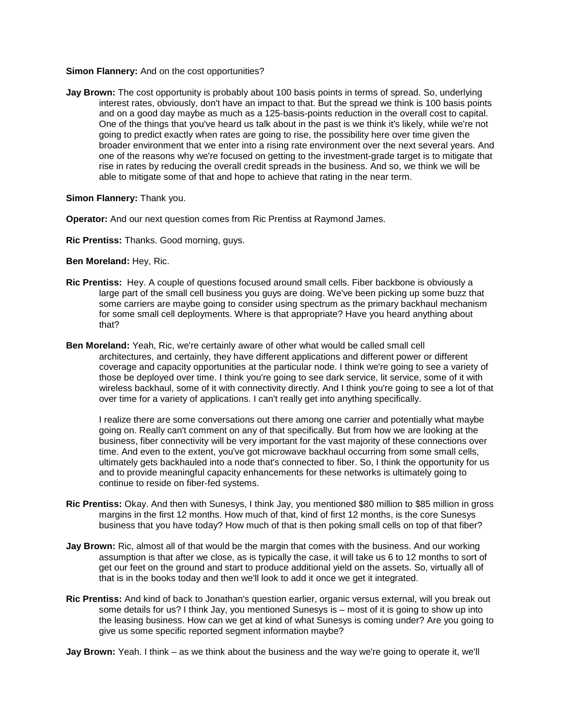**Simon Flannery:** And on the cost opportunities?

**Jay Brown:** The cost opportunity is probably about 100 basis points in terms of spread. So, underlying interest rates, obviously, don't have an impact to that. But the spread we think is 100 basis points and on a good day maybe as much as a 125-basis-points reduction in the overall cost to capital. One of the things that you've heard us talk about in the past is we think it's likely, while we're not going to predict exactly when rates are going to rise, the possibility here over time given the broader environment that we enter into a rising rate environment over the next several years. And one of the reasons why we're focused on getting to the investment-grade target is to mitigate that rise in rates by reducing the overall credit spreads in the business. And so, we think we will be able to mitigate some of that and hope to achieve that rating in the near term.

**Simon Flannery:** Thank you.

**Operator:** And our next question comes from Ric Prentiss at Raymond James.

**Ric Prentiss:** Thanks. Good morning, guys.

**Ben Moreland:** Hey, Ric.

**Ric Prentiss:** Hey. A couple of questions focused around small cells. Fiber backbone is obviously a large part of the small cell business you guys are doing. We've been picking up some buzz that some carriers are maybe going to consider using spectrum as the primary backhaul mechanism for some small cell deployments. Where is that appropriate? Have you heard anything about that?

**Ben Moreland:** Yeah, Ric, we're certainly aware of other what would be called small cell architectures, and certainly, they have different applications and different power or different coverage and capacity opportunities at the particular node. I think we're going to see a variety of those be deployed over time. I think you're going to see dark service, lit service, some of it with wireless backhaul, some of it with connectivity directly. And I think you're going to see a lot of that over time for a variety of applications. I can't really get into anything specifically.

I realize there are some conversations out there among one carrier and potentially what maybe going on. Really can't comment on any of that specifically. But from how we are looking at the business, fiber connectivity will be very important for the vast majority of these connections over time. And even to the extent, you've got microwave backhaul occurring from some small cells, ultimately gets backhauled into a node that's connected to fiber. So, I think the opportunity for us and to provide meaningful capacity enhancements for these networks is ultimately going to continue to reside on fiber-fed systems.

**Ric Prentiss:** Okay. And then with Sunesys, I think Jay, you mentioned $80 million to $85 million in gross margins in the first 12 months. How much of that, kind of first 12 months, is the core Sunesys business that you have today? How much of that is then poking small cells on top of that fiber?

**Jay Brown:** Ric, almost all of that would be the margin that comes with the business. And our working assumption is that after we close, as is typically the case, it will take us 6 to 12 months to sort of get our feet on the ground and start to produce additional yield on the assets. So, virtually all of that is in the books today and then we'll look to add it once we get it integrated.

**Ric Prentiss:** And kind of back to Jonathan's question earlier, organic versus external, will you break out some details for us? I think Jay, you mentioned Sunesys is – most of it is going to show up into the leasing business. How can we get at kind of what Sunesys is coming under? Are you going to give us some specific reported segment information maybe?

**Jay Brown:** Yeah. I think – as we think about the business and the way we're going to operate it, we'll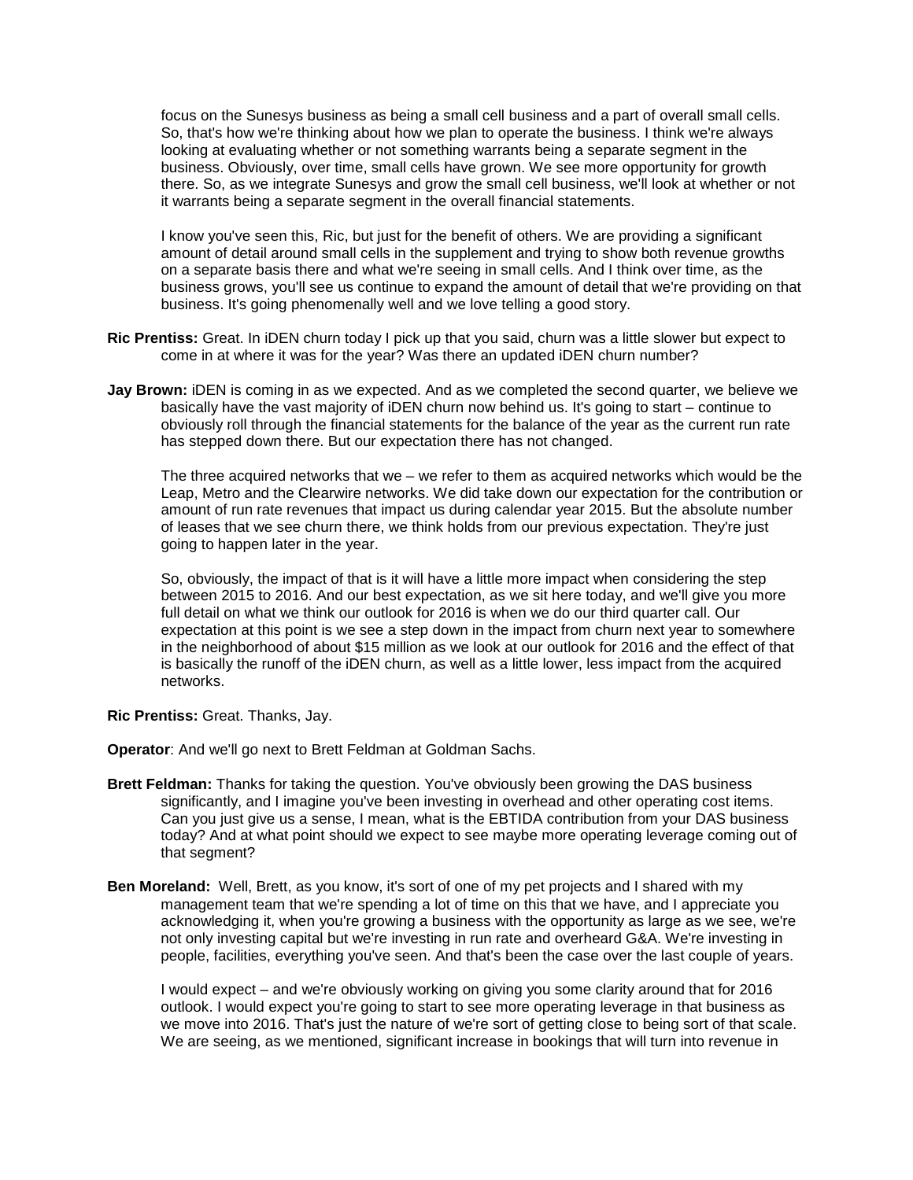focus on the Sunesys business as being a small cell business and a part of overall small cells. So, that's how we're thinking about how we plan to operate the business. I think we're always looking at evaluating whether or not something warrants being a separate segment in the business. Obviously, over time, small cells have grown. We see more opportunity for growth there. So, as we integrate Sunesys and grow the small cell business, we'll look at whether or not it warrants being a separate segment in the overall financial statements.

I know you've seen this, Ric, but just for the benefit of others. We are providing a significant amount of detail around small cells in the supplement and trying to show both revenue growths on a separate basis there and what we're seeing in small cells. And I think over time, as the business grows, you'll see us continue to expand the amount of detail that we're providing on that business. It's going phenomenally well and we love telling a good story.

**Ric Prentiss:** Great. In iDEN churn today I pick up that you said, churn was a little slower but expect to come in at where it was for the year? Was there an updated iDEN churn number?

**Jay Brown:** iDEN is coming in as we expected. And as we completed the second quarter, we believe we basically have the vast majority of iDEN churn now behind us. It's going to start – continue to obviously roll through the financial statements for the balance of the year as the current run rate has stepped down there. But our expectation there has not changed.

The three acquired networks that we – we refer to them as acquired networks which would be the Leap, Metro and the Clearwire networks. We did take down our expectation for the contribution or amount of run rate revenues that impact us during calendar year 2015. But the absolute number of leases that we see churn there, we think holds from our previous expectation. They're just going to happen later in the year.

So, obviously, the impact of that is it will have a little more impact when considering the step between 2015 to 2016. And our best expectation, as we sit here today, and we'll give you more full detail on what we think our outlook for 2016 is when we do our third quarter call. Our expectation at this point is we see a step down in the impact from churn next year to somewhere in the neighborhood of about $15 million as we look at our outlook for 2016 and the effect of that is basically the runoff of the iDEN churn, as well as a little lower, less impact from the acquired networks.

**Ric Prentiss:** Great. Thanks, Jay.

**Operator**: And we'll go next to Brett Feldman at Goldman Sachs.

**Brett Feldman:** Thanks for taking the question. You've obviously been growing the DAS business significantly, and I imagine you've been investing in overhead and other operating cost items. Can you just give us a sense, I mean, what is the EBTIDA contribution from your DAS business today? And at what point should we expect to see maybe more operating leverage coming out of that segment?

**Ben Moreland:** Well, Brett, as you know, it's sort of one of my pet projects and I shared with my management team that we're spending a lot of time on this that we have, and I appreciate you acknowledging it, when you're growing a business with the opportunity as large as we see, we're not only investing capital but we're investing in run rate and overheard G&A. We're investing in people, facilities, everything you've seen. And that's been the case over the last couple of years.

I would expect – and we're obviously working on giving you some clarity around that for 2016 outlook. I would expect you're going to start to see more operating leverage in that business as we move into 2016. That's just the nature of we're sort of getting close to being sort of that scale. We are seeing, as we mentioned, significant increase in bookings that will turn into revenue in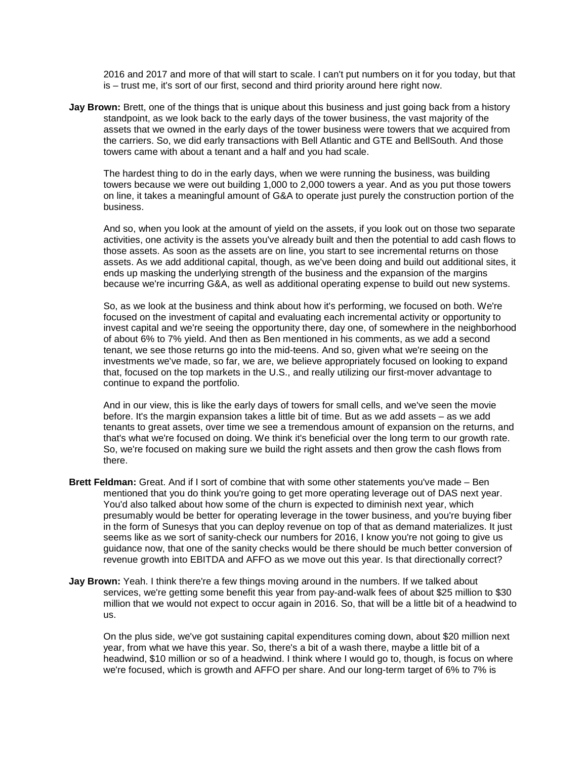2016 and 2017 and more of that will start to scale. I can't put numbers on it for you today, but that is – trust me, it's sort of our first, second and third priority around here right now.

**Jay Brown:** Brett, one of the things that is unique about this business and just going back from a history standpoint, as we look back to the early days of the tower business, the vast majority of the assets that we owned in the early days of the tower business were towers that we acquired from the carriers. So, we did early transactions with Bell Atlantic and GTE and BellSouth. And those towers came with about a tenant and a half and you had scale.

The hardest thing to do in the early days, when we were running the business, was building towers because we were out building 1,000 to 2,000 towers a year. And as you put those towers on line, it takes a meaningful amount of G&A to operate just purely the construction portion of the business.

And so, when you look at the amount of yield on the assets, if you look out on those two separate activities, one activity is the assets you've already built and then the potential to add cash flows to those assets. As soon as the assets are on line, you start to see incremental returns on those assets. As we add additional capital, though, as we've been doing and build out additional sites, it ends up masking the underlying strength of the business and the expansion of the margins because we're incurring G&A, as well as additional operating expense to build out new systems.

So, as we look at the business and think about how it's performing, we focused on both. We're focused on the investment of capital and evaluating each incremental activity or opportunity to invest capital and we're seeing the opportunity there, day one, of somewhere in the neighborhood of about 6% to 7% yield. And then as Ben mentioned in his comments, as we add a second tenant, we see those returns go into the mid-teens. And so, given what we're seeing on the investments we've made, so far, we are, we believe appropriately focused on looking to expand that, focused on the top markets in the U.S., and really utilizing our first-mover advantage to continue to expand the portfolio.

And in our view, this is like the early days of towers for small cells, and we've seen the movie before. It's the margin expansion takes a little bit of time. But as we add assets – as we add tenants to great assets, over time we see a tremendous amount of expansion on the returns, and that's what we're focused on doing. We think it's beneficial over the long term to our growth rate. So, we're focused on making sure we build the right assets and then grow the cash flows from there.

**Brett Feldman:** Great. And if I sort of combine that with some other statements you've made – Ben mentioned that you do think you're going to get more operating leverage out of DAS next year. You'd also talked about how some of the churn is expected to diminish next year, which presumably would be better for operating leverage in the tower business, and you're buying fiber in the form of Sunesys that you can deploy revenue on top of that as demand materializes. It just seems like as we sort of sanity-check our numbers for 2016, I know you're not going to give us guidance now, that one of the sanity checks would be there should be much better conversion of revenue growth into EBITDA and AFFO as we move out this year. Is that directionally correct?

**Jay Brown:** Yeah. I think there're a few things moving around in the numbers. If we talked about services, we're getting some benefit this year from pay-and-walk fees of about $25 million to $30 million that we would not expect to occur again in 2016. So, that will be a little bit of a headwind to us.

On the plus side, we've got sustaining capital expenditures coming down, about $20 million next year, from what we have this year. So, there's a bit of a wash there, maybe a little bit of a headwind, $10 million or so of a headwind. I think where I would go to, though, is focus on where we're focused, which is growth and AFFO per share. And our long-term target of 6% to 7% is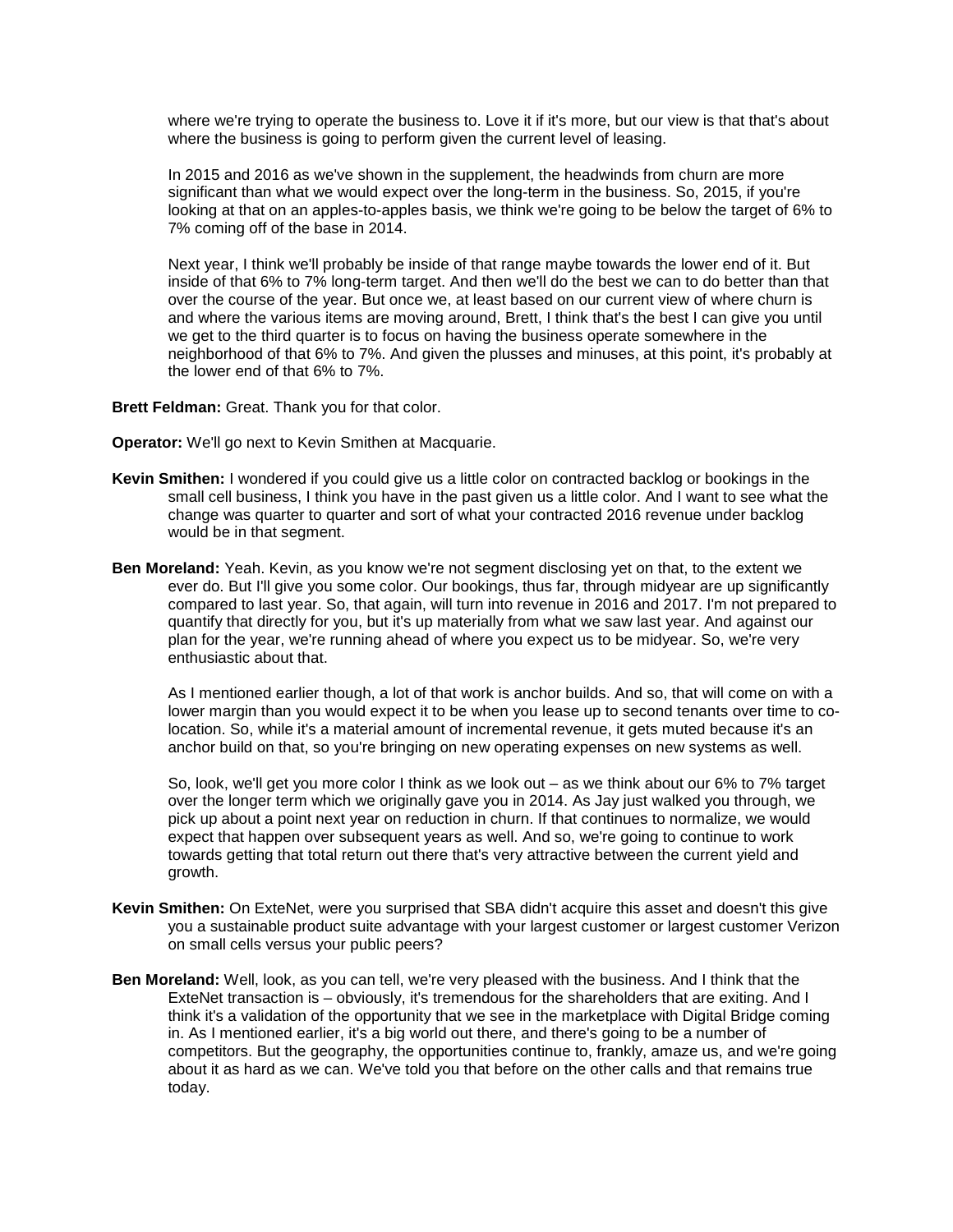where we're trying to operate the business to. Love it if it's more, but our view is that that's about where the business is going to perform given the current level of leasing.

In 2015 and 2016 as we've shown in the supplement, the headwinds from churn are more significant than what we would expect over the long-term in the business. So, 2015, if you're looking at that on an apples-to-apples basis, we think we're going to be below the target of 6% to 7% coming off of the base in 2014.

Next year, I think we'll probably be inside of that range maybe towards the lower end of it. But inside of that 6% to 7% long-term target. And then we'll do the best we can to do better than that over the course of the year. But once we, at least based on our current view of where churn is and where the various items are moving around, Brett, I think that's the best I can give you until we get to the third quarter is to focus on having the business operate somewhere in the neighborhood of that 6% to 7%. And given the plusses and minuses, at this point, it's probably at the lower end of that 6% to 7%.

**Brett Feldman:** Great. Thank you for that color.

**Operator:** We'll go next to Kevin Smithen at Macquarie.

**Kevin Smithen:** I wondered if you could give us a little color on contracted backlog or bookings in the small cell business, I think you have in the past given us a little color. And I want to see what the change was quarter to quarter and sort of what your contracted 2016 revenue under backlog would be in that segment.

**Ben Moreland:** Yeah. Kevin, as you know we're not segment disclosing yet on that, to the extent we ever do. But I'll give you some color. Our bookings, thus far, through midyear are up significantly compared to last year. So, that again, will turn into revenue in 2016 and 2017. I'm not prepared to quantify that directly for you, but it's up materially from what we saw last year. And against our plan for the year, we're running ahead of where you expect us to be midyear. So, we're very enthusiastic about that.

As I mentioned earlier though, a lot of that work is anchor builds. And so, that will come on with a lower margin than you would expect it to be when you lease up to second tenants over time to co-location. So, while it's a material amount of incremental revenue, it gets muted because it's an anchor build on that, so you're bringing on new operating expenses on new systems as well.

So, look, we'll get you more color I think as we look out – as we think about our 6% to 7% target over the longer term which we originally gave you in 2014. As Jay just walked you through, we pick up about a point next year on reduction in churn. If that continues to normalize, we would expect that happen over subsequent years as well. And so, we're going to continue to work towards getting that total return out there that's very attractive between the current yield and growth.

**Kevin Smithen:** On ExteNet, were you surprised that SBA didn't acquire this asset and doesn't this give you a sustainable product suite advantage with your largest customer or largest customer Verizon on small cells versus your public peers?

**Ben Moreland:** Well, look, as you can tell, we're very pleased with the business. And I think that the ExteNet transaction is – obviously, it's tremendous for the shareholders that are exiting. And I think it's a validation of the opportunity that we see in the marketplace with Digital Bridge coming in. As I mentioned earlier, it's a big world out there, and there's going to be a number of competitors. But the geography, the opportunities continue to, frankly, amaze us, and we're going about it as hard as we can. We've told you that before on the other calls and that remains true today.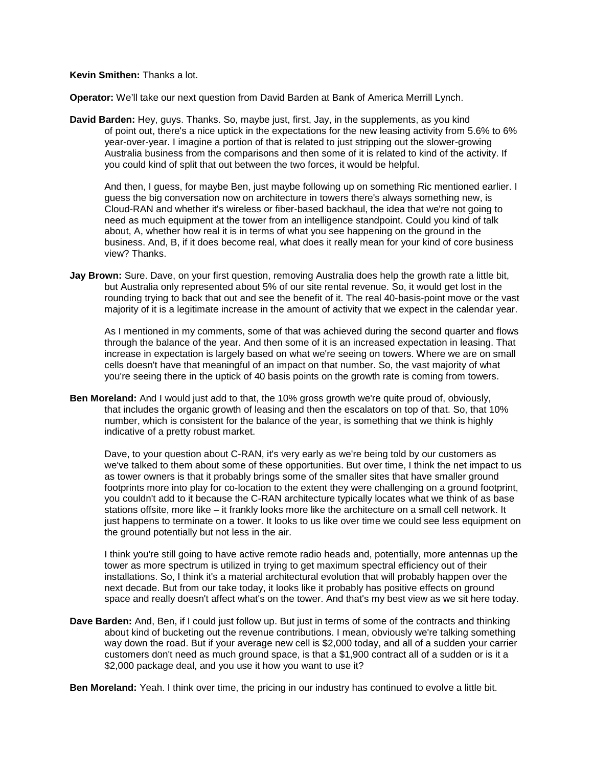**Kevin Smithen:** Thanks a lot.

**Operator:** We'll take our next question from David Barden at Bank of America Merrill Lynch.

**David Barden:** Hey, guys. Thanks. So, maybe just, first, Jay, in the supplements, as you kind of point out, there's a nice uptick in the expectations for the new leasing activity from 5.6% to 6% year-over-year. I imagine a portion of that is related to just stripping out the slower-growing Australia business from the comparisons and then some of it is related to kind of the activity. If you could kind of split that out between the two forces, it would be helpful.

And then, I guess, for maybe Ben, just maybe following up on something Ric mentioned earlier. I guess the big conversation now on architecture in towers there's always something new, is Cloud-RAN and whether it's wireless or fiber-based backhaul, the idea that we're not going to need as much equipment at the tower from an intelligence standpoint. Could you kind of talk about, A, whether how real it is in terms of what you see happening on the ground in the business. And, B, if it does become real, what does it really mean for your kind of core business view? Thanks.

**Jay Brown:** Sure. Dave, on your first question, removing Australia does help the growth rate a little bit, but Australia only represented about 5% of our site rental revenue. So, it would get lost in the rounding trying to back that out and see the benefit of it. The real 40-basis-point move or the vast majority of it is a legitimate increase in the amount of activity that we expect in the calendar year.

As I mentioned in my comments, some of that was achieved during the second quarter and flows through the balance of the year. And then some of it is an increased expectation in leasing. That increase in expectation is largely based on what we're seeing on towers. Where we are on small cells doesn't have that meaningful of an impact on that number. So, the vast majority of what you're seeing there in the uptick of 40 basis points on the growth rate is coming from towers.

**Ben Moreland:** And I would just add to that, the 10% gross growth we're quite proud of, obviously, that includes the organic growth of leasing and then the escalators on top of that. So, that 10% number, which is consistent for the balance of the year, is something that we think is highly indicative of a pretty robust market.

Dave, to your question about C-RAN, it's very early as we're being told by our customers as we've talked to them about some of these opportunities. But over time, I think the net impact to us as tower owners is that it probably brings some of the smaller sites that have smaller ground footprints more into play for co-location to the extent they were challenging on a ground footprint, you couldn't add to it because the C-RAN architecture typically locates what we think of as base stations offsite, more like – it frankly looks more like the architecture on a small cell network. It just happens to terminate on a tower. It looks to us like over time we could see less equipment on the ground potentially but not less in the air.

I think you're still going to have active remote radio heads and, potentially, more antennas up the tower as more spectrum is utilized in trying to get maximum spectral efficiency out of their installations. So, I think it's a material architectural evolution that will probably happen over the next decade. But from our take today, it looks like it probably has positive effects on ground space and really doesn't affect what's on the tower. And that's my best view as we sit here today.

**Dave Barden:** And, Ben, if I could just follow up. But just in terms of some of the contracts and thinking about kind of bucketing out the revenue contributions. I mean, obviously we're talking something way down the road. But if your average new cell is $2,000 today, and all of a sudden your carrier customers don't need as much ground space, is that a $1,900 contract all of a sudden or is it a $2,000 package deal, and you use it how you want to use it?

**Ben Moreland:** Yeah. I think over time, the pricing in our industry has continued to evolve a little bit.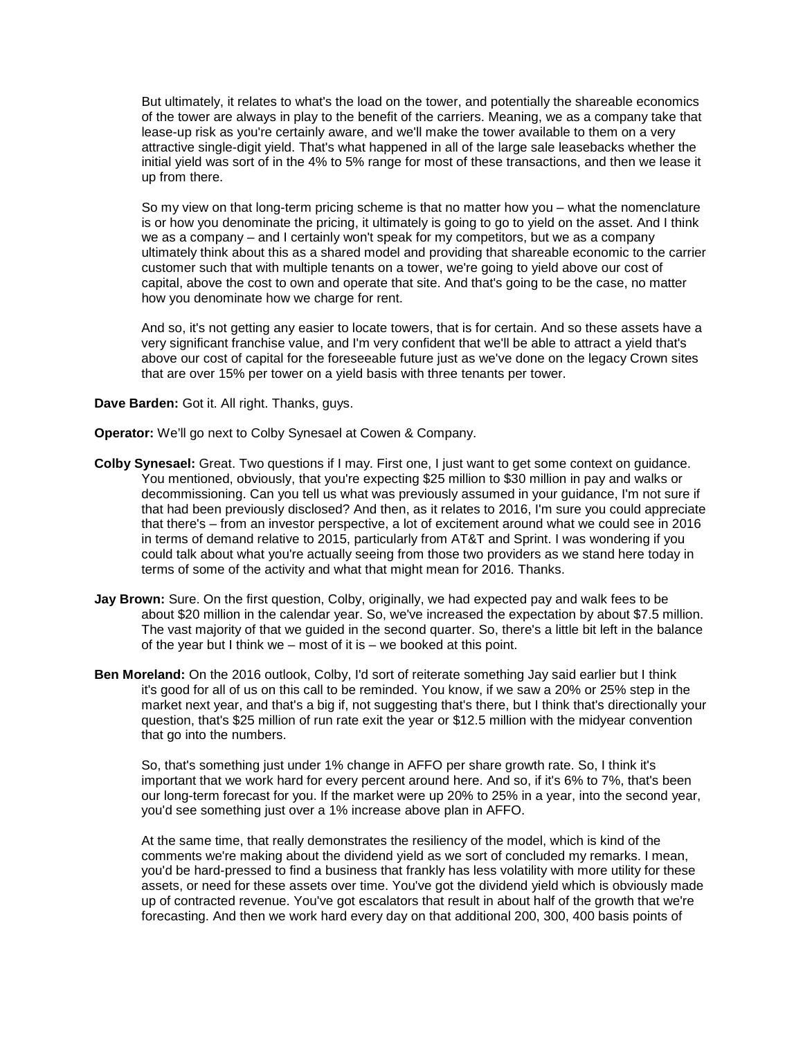But ultimately, it relates to what's the load on the tower, and potentially the shareable economics of the tower are always in play to the benefit of the carriers. Meaning, we as a company take that lease-up risk as you're certainly aware, and we'll make the tower available to them on a very attractive single-digit yield. That's what happened in all of the large sale leasebacks whether the initial yield was sort of in the 4% to 5% range for most of these transactions, and then we lease it up from there.

So my view on that long-term pricing scheme is that no matter how you – what the nomenclature is or how you denominate the pricing, it ultimately is going to go to yield on the asset. And I think we as a company – and I certainly won't speak for my competitors, but we as a company ultimately think about this as a shared model and providing that shareable economic to the carrier customer such that with multiple tenants on a tower, we're going to yield above our cost of capital, above the cost to own and operate that site. And that's going to be the case, no matter how you denominate how we charge for rent.

And so, it's not getting any easier to locate towers, that is for certain. And so these assets have a very significant franchise value, and I'm very confident that we'll be able to attract a yield that's above our cost of capital for the foreseeable future just as we've done on the legacy Crown sites that are over 15% per tower on a yield basis with three tenants per tower.

**Dave Barden:** Got it. All right. Thanks, guys.

**Operator:** We'll go next to Colby Synesael at Cowen & Company.

**Colby Synesael:** Great. Two questions if I may. First one, I just want to get some context on guidance. You mentioned, obviously, that you're expecting $25 million to $30 million in pay and walks or decommissioning. Can you tell us what was previously assumed in your guidance, I'm not sure if that had been previously disclosed? And then, as it relates to 2016, I'm sure you could appreciate that there's – from an investor perspective, a lot of excitement around what we could see in 2016 in terms of demand relative to 2015, particularly from AT&T and Sprint. I was wondering if you could talk about what you're actually seeing from those two providers as we stand here today in terms of some of the activity and what that might mean for 2016. Thanks.

**Jay Brown:** Sure. On the first question, Colby, originally, we had expected pay and walk fees to be about $20 million in the calendar year. So, we've increased the expectation by about $7.5 million. The vast majority of that we guided in the second quarter. So, there's a little bit left in the balance of the year but I think we – most of it is – we booked at this point.

**Ben Moreland:** On the 2016 outlook, Colby, I'd sort of reiterate something Jay said earlier but I think it's good for all of us on this call to be reminded. You know, if we saw a 20% or 25% step in the market next year, and that's a big if, not suggesting that's there, but I think that's directionally your question, that's $25 million of run rate exit the year or $12.5 million with the midyear convention that go into the numbers.

So, that's something just under 1% change in AFFO per share growth rate. So, I think it's important that we work hard for every percent around here. And so, if it's 6% to 7%, that's been our long-term forecast for you. If the market were up 20% to 25% in a year, into the second year, you'd see something just over a 1% increase above plan in AFFO.

At the same time, that really demonstrates the resiliency of the model, which is kind of the comments we're making about the dividend yield as we sort of concluded my remarks. I mean, you'd be hard-pressed to find a business that frankly has less volatility with more utility for these assets, or need for these assets over time. You've got the dividend yield which is obviously made up of contracted revenue. You've got escalators that result in about half of the growth that we're forecasting. And then we work hard every day on that additional 200, 300, 400 basis points of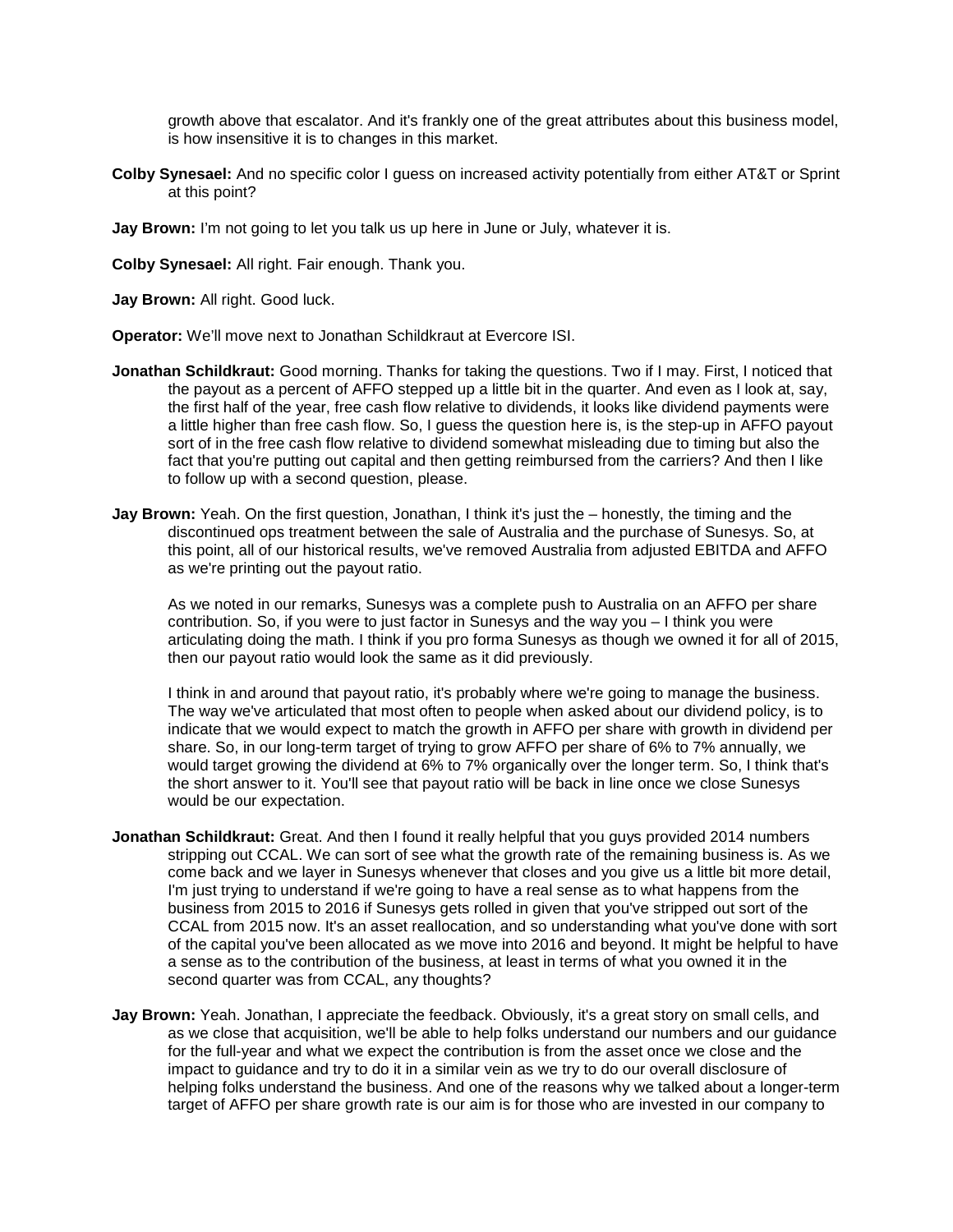growth above that escalator. And it's frankly one of the great attributes about this business model, is how insensitive it is to changes in this market.

**Colby Synesael:** And no specific color I guess on increased activity potentially from either AT&T or Sprint at this point?

**Jay Brown:** I'm not going to let you talk us up here in June or July, whatever it is.

**Colby Synesael:** All right. Fair enough. Thank you.

**Jay Brown:** All right. Good luck.

**Operator:** We'll move next to Jonathan Schildkraut at Evercore ISI.

**Jonathan Schildkraut:** Good morning. Thanks for taking the questions. Two if I may. First, I noticed that the payout as a percent of AFFO stepped up a little bit in the quarter. And even as I look at, say, the first half of the year, free cash flow relative to dividends, it looks like dividend payments were a little higher than free cash flow. So, I guess the question here is, is the step-up in AFFO payout sort of in the free cash flow relative to dividend somewhat misleading due to timing but also the fact that you're putting out capital and then getting reimbursed from the carriers? And then I like to follow up with a second question, please.

**Jay Brown:** Yeah. On the first question, Jonathan, I think it's just the – honestly, the timing and the discontinued ops treatment between the sale of Australia and the purchase of Sunesys. So, at this point, all of our historical results, we've removed Australia from adjusted EBITDA and AFFO as we're printing out the payout ratio.

As we noted in our remarks, Sunesys was a complete push to Australia on an AFFO per share contribution. So, if you were to just factor in Sunesys and the way you – I think you were articulating doing the math. I think if you pro forma Sunesys as though we owned it for all of 2015, then our payout ratio would look the same as it did previously.

I think in and around that payout ratio, it's probably where we're going to manage the business. The way we've articulated that most often to people when asked about our dividend policy, is to indicate that we would expect to match the growth in AFFO per share with growth in dividend per share. So, in our long-term target of trying to grow AFFO per share of 6% to 7% annually, we would target growing the dividend at 6% to 7% organically over the longer term. So, I think that's the short answer to it. You'll see that payout ratio will be back in line once we close Sunesys would be our expectation.

**Jonathan Schildkraut:** Great. And then I found it really helpful that you guys provided 2014 numbers stripping out CCAL. We can sort of see what the growth rate of the remaining business is. As we come back and we layer in Sunesys whenever that closes and you give us a little bit more detail, I'm just trying to understand if we're going to have a real sense as to what happens from the business from 2015 to 2016 if Sunesys gets rolled in given that you've stripped out sort of the CCAL from 2015 now. It's an asset reallocation, and so understanding what you've done with sort of the capital you've been allocated as we move into 2016 and beyond. It might be helpful to have a sense as to the contribution of the business, at least in terms of what you owned it in the second quarter was from CCAL, any thoughts?

**Jay Brown:** Yeah. Jonathan, I appreciate the feedback. Obviously, it's a great story on small cells, and as we close that acquisition, we'll be able to help folks understand our numbers and our guidance for the full-year and what we expect the contribution is from the asset once we close and the impact to guidance and try to do it in a similar vein as we try to do our overall disclosure of helping folks understand the business. And one of the reasons why we talked about a longer-term target of AFFO per share growth rate is our aim is for those who are invested in our company to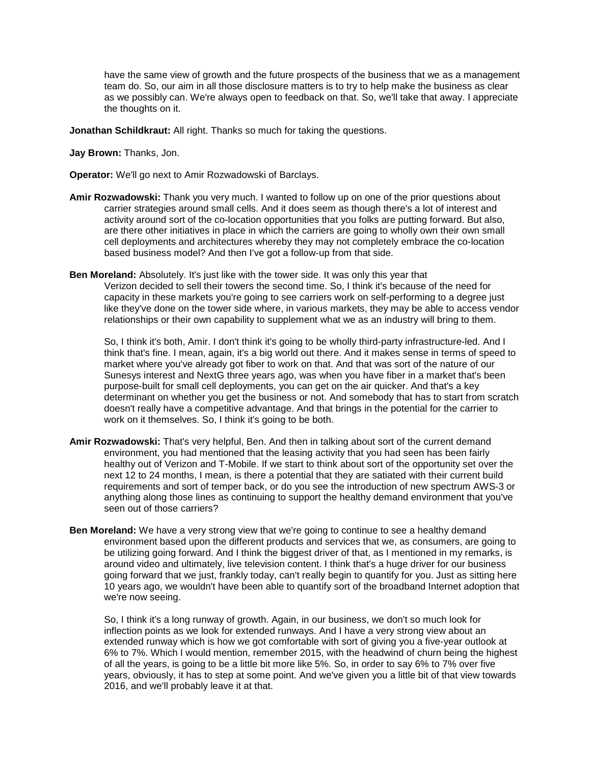have the same view of growth and the future prospects of the business that we as a management team do. So, our aim in all those disclosure matters is to try to help make the business as clear as we possibly can. We're always open to feedback on that. So, we'll take that away. I appreciate the thoughts on it.

**Jonathan Schildkraut:** All right. Thanks so much for taking the questions.

**Jay Brown:** Thanks, Jon.

**Operator:** We'll go next to Amir Rozwadowski of Barclays.

**Amir Rozwadowski:** Thank you very much. I wanted to follow up on one of the prior questions about carrier strategies around small cells. And it does seem as though there's a lot of interest and activity around sort of the co-location opportunities that you folks are putting forward. But also, are there other initiatives in place in which the carriers are going to wholly own their own small cell deployments and architectures whereby they may not completely embrace the co-location based business model? And then I've got a follow-up from that side.

**Ben Moreland:** Absolutely. It's just like with the tower side. It was only this year that Verizon decided to sell their towers the second time. So, I think it's because of the need for capacity in these markets you're going to see carriers work on self-performing to a degree just like they've done on the tower side where, in various markets, they may be able to access vendor relationships or their own capability to supplement what we as an industry will bring to them.

So, I think it's both, Amir. I don't think it's going to be wholly third-party infrastructure-led. And I think that's fine. I mean, again, it's a big world out there. And it makes sense in terms of speed to market where you've already got fiber to work on that. And that was sort of the nature of our Sunesys interest and NextG three years ago, was when you have fiber in a market that's been purpose-built for small cell deployments, you can get on the air quicker. And that's a key determinant on whether you get the business or not. And somebody that has to start from scratch doesn't really have a competitive advantage. And that brings in the potential for the carrier to work on it themselves. So, I think it's going to be both.

**Amir Rozwadowski:** That's very helpful, Ben. And then in talking about sort of the current demand environment, you had mentioned that the leasing activity that you had seen has been fairly healthy out of Verizon and T-Mobile. If we start to think about sort of the opportunity set over the next 12 to 24 months, I mean, is there a potential that they are satiated with their current build requirements and sort of temper back, or do you see the introduction of new spectrum AWS-3 or anything along those lines as continuing to support the healthy demand environment that you've seen out of those carriers?

**Ben Moreland:** We have a very strong view that we're going to continue to see a healthy demand environment based upon the different products and services that we, as consumers, are going to be utilizing going forward. And I think the biggest driver of that, as I mentioned in my remarks, is around video and ultimately, live television content. I think that's a huge driver for our business going forward that we just, frankly today, can't really begin to quantify for you. Just as sitting here 10 years ago, we wouldn't have been able to quantify sort of the broadband Internet adoption that we're now seeing.

So, I think it's a long runway of growth. Again, in our business, we don't so much look for inflection points as we look for extended runways. And I have a very strong view about an extended runway which is how we got comfortable with sort of giving you a five-year outlook at 6% to 7%. Which I would mention, remember 2015, with the headwind of churn being the highest of all the years, is going to be a little bit more like 5%. So, in order to say 6% to 7% over five years, obviously, it has to step at some point. And we've given you a little bit of that view towards 2016, and we'll probably leave it at that.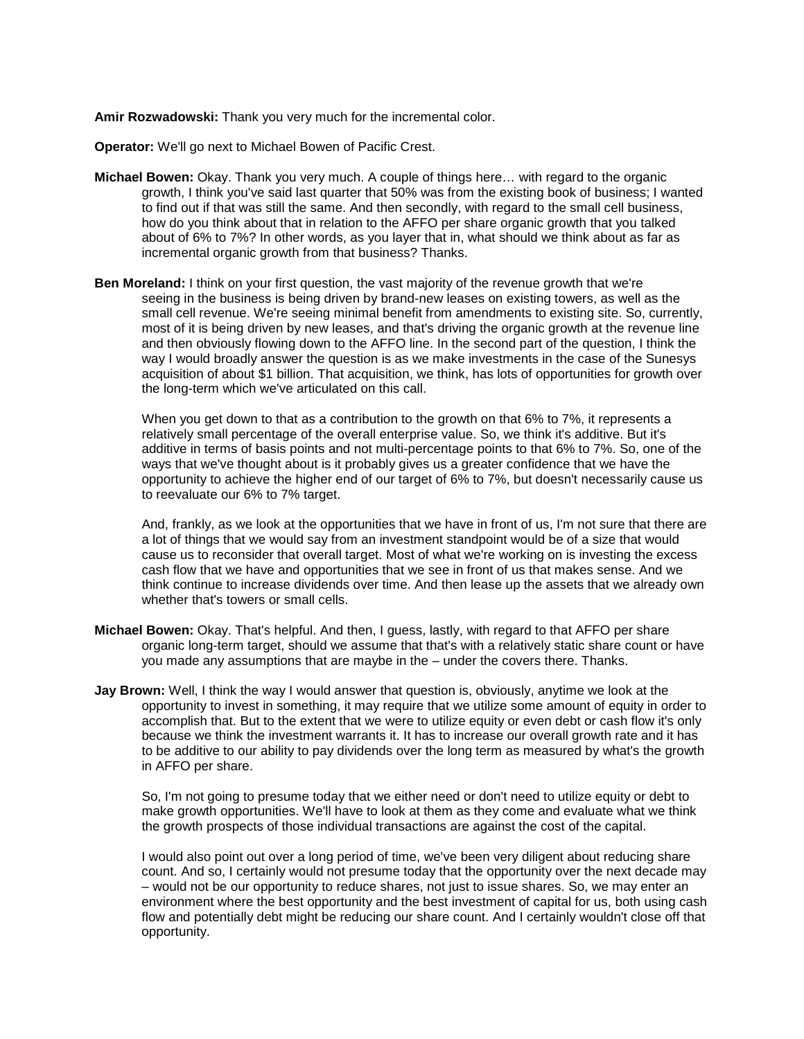**Amir Rozwadowski:** Thank you very much for the incremental color.

**Operator:** We'll go next to Michael Bowen of Pacific Crest.

**Michael Bowen:** Okay. Thank you very much. A couple of things here… with regard to the organic growth, I think you've said last quarter that 50% was from the existing book of business; I wanted to find out if that was still the same. And then secondly, with regard to the small cell business, how do you think about that in relation to the AFFO per share organic growth that you talked about of 6% to 7%? In other words, as you layer that in, what should we think about as far as incremental organic growth from that business? Thanks.

**Ben Moreland:** I think on your first question, the vast majority of the revenue growth that we're seeing in the business is being driven by brand-new leases on existing towers, as well as the small cell revenue. We're seeing minimal benefit from amendments to existing site. So, currently, most of it is being driven by new leases, and that's driving the organic growth at the revenue line and then obviously flowing down to the AFFO line. In the second part of the question, I think the way I would broadly answer the question is as we make investments in the case of the Sunesys acquisition of about $1 billion. That acquisition, we think, has lots of opportunities for growth over the long-term which we've articulated on this call.

When you get down to that as a contribution to the growth on that 6% to 7%, it represents a relatively small percentage of the overall enterprise value. So, we think it's additive. But it's additive in terms of basis points and not multi-percentage points to that 6% to 7%. So, one of the ways that we've thought about is it probably gives us a greater confidence that we have the opportunity to achieve the higher end of our target of 6% to 7%, but doesn't necessarily cause us to reevaluate our 6% to 7% target.

And, frankly, as we look at the opportunities that we have in front of us, I'm not sure that there are a lot of things that we would say from an investment standpoint would be of a size that would cause us to reconsider that overall target. Most of what we're working on is investing the excess cash flow that we have and opportunities that we see in front of us that makes sense. And we think continue to increase dividends over time. And then lease up the assets that we already own whether that's towers or small cells.

**Michael Bowen:** Okay. That's helpful. And then, I guess, lastly, with regard to that AFFO per share organic long-term target, should we assume that that's with a relatively static share count or have you made any assumptions that are maybe in the – under the covers there. Thanks.

**Jay Brown:** Well, I think the way I would answer that question is, obviously, anytime we look at the opportunity to invest in something, it may require that we utilize some amount of equity in order to accomplish that. But to the extent that we were to utilize equity or even debt or cash flow it's only because we think the investment warrants it. It has to increase our overall growth rate and it has to be additive to our ability to pay dividends over the long term as measured by what's the growth in AFFO per share.

So, I'm not going to presume today that we either need or don't need to utilize equity or debt to make growth opportunities. We'll have to look at them as they come and evaluate what we think the growth prospects of those individual transactions are against the cost of the capital.

I would also point out over a long period of time, we've been very diligent about reducing share count. And so, I certainly would not presume today that the opportunity over the next decade may – would not be our opportunity to reduce shares, not just to issue shares. So, we may enter an environment where the best opportunity and the best investment of capital for us, both using cash flow and potentially debt might be reducing our share count. And I certainly wouldn't close off that opportunity.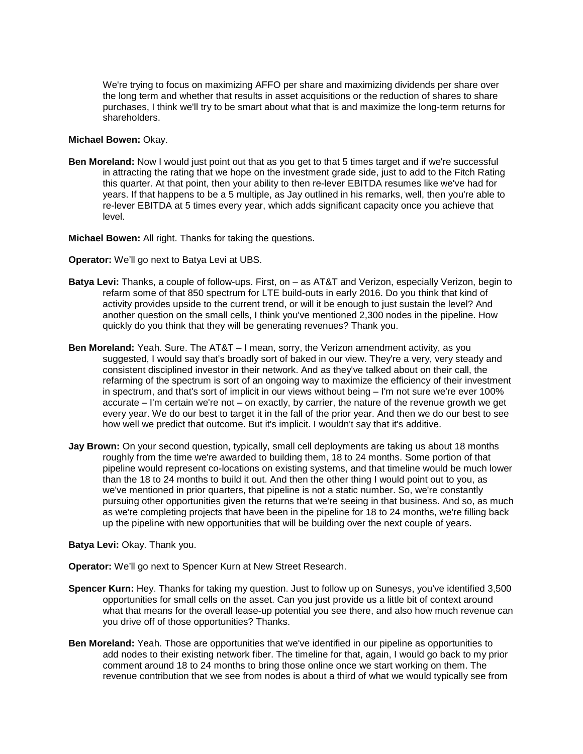We're trying to focus on maximizing AFFO per share and maximizing dividends per share over the long term and whether that results in asset acquisitions or the reduction of shares to share purchases, I think we'll try to be smart about what that is and maximize the long-term returns for shareholders.

**Michael Bowen:** Okay.

**Ben Moreland:** Now I would just point out that as you get to that 5 times target and if we're successful in attracting the rating that we hope on the investment grade side, just to add to the Fitch Rating this quarter. At that point, then your ability to then re-lever EBITDA resumes like we've had for years. If that happens to be a 5 multiple, as Jay outlined in his remarks, well, then you're able to re-lever EBITDA at 5 times every year, which adds significant capacity once you achieve that level.

**Michael Bowen:** All right. Thanks for taking the questions.

**Operator:** We'll go next to Batya Levi at UBS.

**Batya Levi:** Thanks, a couple of follow-ups. First, on – as AT&T and Verizon, especially Verizon, begin to refarm some of that 850 spectrum for LTE build-outs in early 2016. Do you think that kind of activity provides upside to the current trend, or will it be enough to just sustain the level? And another question on the small cells, I think you've mentioned 2,300 nodes in the pipeline. How quickly do you think that they will be generating revenues? Thank you.

**Ben Moreland:** Yeah. Sure. The AT&T – I mean, sorry, the Verizon amendment activity, as you suggested, I would say that's broadly sort of baked in our view. They're a very, very steady and consistent disciplined investor in their network. And as they've talked about on their call, the refarming of the spectrum is sort of an ongoing way to maximize the efficiency of their investment in spectrum, and that's sort of implicit in our views without being – I'm not sure we're ever 100% accurate – I'm certain we're not – on exactly, by carrier, the nature of the revenue growth we get every year. We do our best to target it in the fall of the prior year. And then we do our best to see how well we predict that outcome. But it's implicit. I wouldn't say that it's additive.

**Jay Brown:** On your second question, typically, small cell deployments are taking us about 18 months roughly from the time we're awarded to building them, 18 to 24 months. Some portion of that pipeline would represent co-locations on existing systems, and that timeline would be much lower than the 18 to 24 months to build it out. And then the other thing I would point out to you, as we've mentioned in prior quarters, that pipeline is not a static number. So, we're constantly pursuing other opportunities given the returns that we're seeing in that business. And so, as much as we're completing projects that have been in the pipeline for 18 to 24 months, we're filling back up the pipeline with new opportunities that will be building over the next couple of years.

**Batya Levi:** Okay. Thank you.

**Operator:** We'll go next to Spencer Kurn at New Street Research.

**Spencer Kurn:** Hey. Thanks for taking my question. Just to follow up on Sunesys, you've identified 3,500 opportunities for small cells on the asset. Can you just provide us a little bit of context around what that means for the overall lease-up potential you see there, and also how much revenue can you drive off of those opportunities? Thanks.

**Ben Moreland:** Yeah. Those are opportunities that we've identified in our pipeline as opportunities to add nodes to their existing network fiber. The timeline for that, again, I would go back to my prior comment around 18 to 24 months to bring those online once we start working on them. The revenue contribution that we see from nodes is about a third of what we would typically see from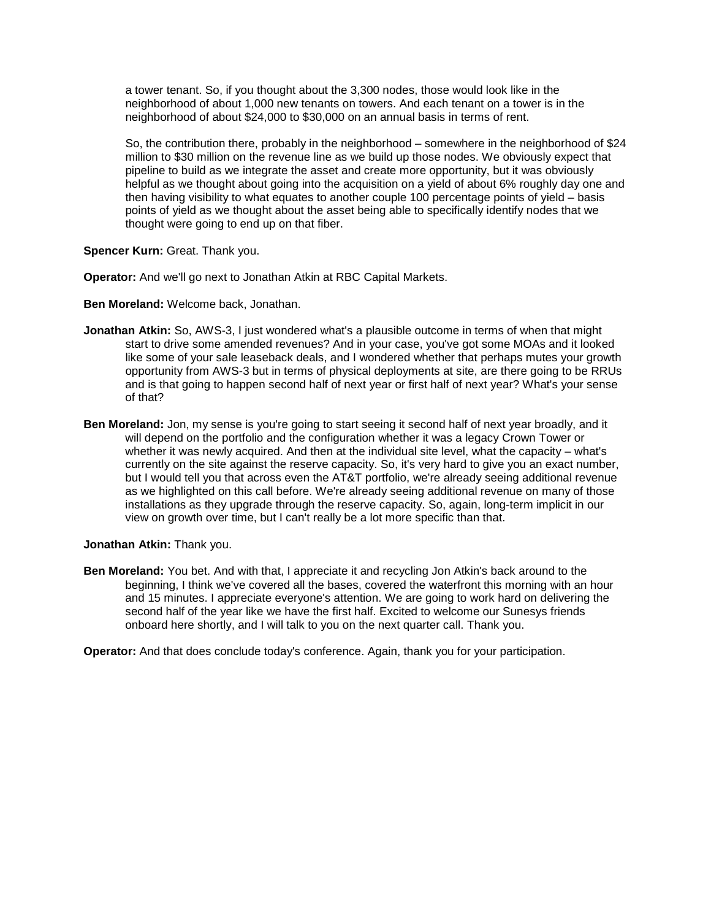a tower tenant. So, if you thought about the 3,300 nodes, those would look like in the neighborhood of about 1,000 new tenants on towers. And each tenant on a tower is in the neighborhood of about $24,000 to $30,000 on an annual basis in terms of rent.

So, the contribution there, probably in the neighborhood – somewhere in the neighborhood of $24 million to $30 million on the revenue line as we build up those nodes. We obviously expect that pipeline to build as we integrate the asset and create more opportunity, but it was obviously helpful as we thought about going into the acquisition on a yield of about 6% roughly day one and then having visibility to what equates to another couple 100 percentage points of yield – basis points of yield as we thought about the asset being able to specifically identify nodes that we thought were going to end up on that fiber.

**Spencer Kurn:** Great. Thank you.

**Operator:** And we'll go next to Jonathan Atkin at RBC Capital Markets.

**Ben Moreland:** Welcome back, Jonathan.

**Jonathan Atkin:** So, AWS-3, I just wondered what's a plausible outcome in terms of when that might start to drive some amended revenues? And in your case, you've got some MOAs and it looked like some of your sale leaseback deals, and I wondered whether that perhaps mutes your growth opportunity from AWS-3 but in terms of physical deployments at site, are there going to be RRUs and is that going to happen second half of next year or first half of next year? What's your sense of that?

**Ben Moreland:** Jon, my sense is you're going to start seeing it second half of next year broadly, and it will depend on the portfolio and the configuration whether it was a legacy Crown Tower or whether it was newly acquired. And then at the individual site level, what the capacity – what's currently on the site against the reserve capacity. So, it's very hard to give you an exact number, but I would tell you that across even the AT&T portfolio, we're already seeing additional revenue as we highlighted on this call before. We're already seeing additional revenue on many of those installations as they upgrade through the reserve capacity. So, again, long-term implicit in our view on growth over time, but I can't really be a lot more specific than that.

**Jonathan Atkin:** Thank you.

**Ben Moreland:** You bet. And with that, I appreciate it and recycling Jon Atkin's back around to the beginning, I think we've covered all the bases, covered the waterfront this morning with an hour and 15 minutes. I appreciate everyone's attention. We are going to work hard on delivering the second half of the year like we have the first half. Excited to welcome our Sunesys friends onboard here shortly, and I will talk to you on the next quarter call. Thank you.

**Operator:** And that does conclude today's conference. Again, thank you for your participation.